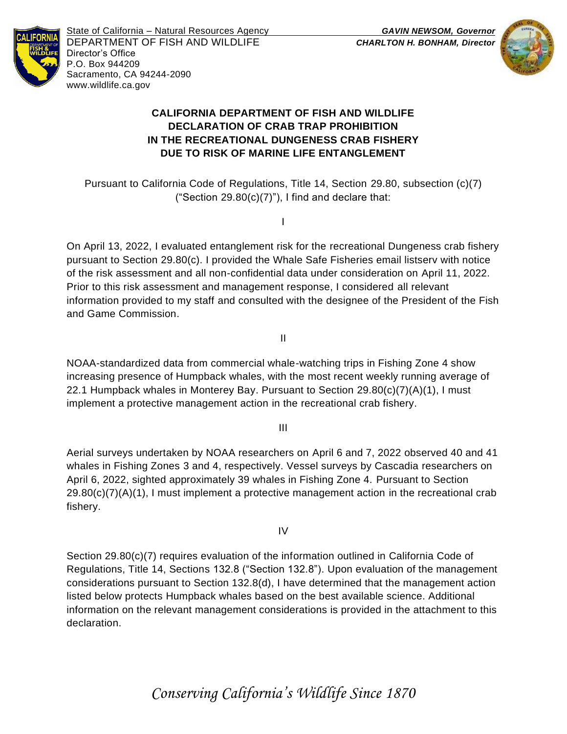State of California – Natural Resources Agency
DEPARTMENT OF FISH AND WILDLIFE
Director's Office
P.O. Box 944209
Sacramento, CA 94244-2090
www.wildlife.ca.gov

***GAVIN NEWSOM, Governor***
***CHARLTON H. BONHAM, Director***

# CALIFORNIA DEPARTMENT OF FISH AND WILDLIFE DECLARATION OF CRAB TRAP PROHIBITION IN THE RECREATIONAL DUNGENESS CRAB FISHERY DUE TO RISK OF MARINE LIFE ENTANGLEMENT

Pursuant to California Code of Regulations, Title 14, Section 29.80, subsection (c)(7) ("Section 29.80(c)(7)"), I find and declare that:

I

On April 13, 2022, I evaluated entanglement risk for the recreational Dungeness crab fishery pursuant to Section 29.80(c). I provided the Whale Safe Fisheries email listserv with notice of the risk assessment and all non-confidential data under consideration on April 11, 2022. Prior to this risk assessment and management response, I considered all relevant information provided to my staff and consulted with the designee of the President of the Fish and Game Commission.

II

NOAA-standardized data from commercial whale-watching trips in Fishing Zone 4 show increasing presence of Humpback whales, with the most recent weekly running average of 22.1 Humpback whales in Monterey Bay. Pursuant to Section 29.80(c)(7)(A)(1), I must implement a protective management action in the recreational crab fishery.

III

Aerial surveys undertaken by NOAA researchers on April 6 and 7, 2022 observed 40 and 41 whales in Fishing Zones 3 and 4, respectively. Vessel surveys by Cascadia researchers on April 6, 2022, sighted approximately 39 whales in Fishing Zone 4. Pursuant to Section 29.80(c)(7)(A)(1), I must implement a protective management action in the recreational crab fishery.

IV

Section 29.80(c)(7) requires evaluation of the information outlined in California Code of Regulations, Title 14, Sections 132.8 ("Section 132.8"). Upon evaluation of the management considerations pursuant to Section 132.8(d), I have determined that the management action listed below protects Humpback whales based on the best available science. Additional information on the relevant management considerations is provided in the attachment to this declaration.

*Conserving California's Wildlife Since 1870*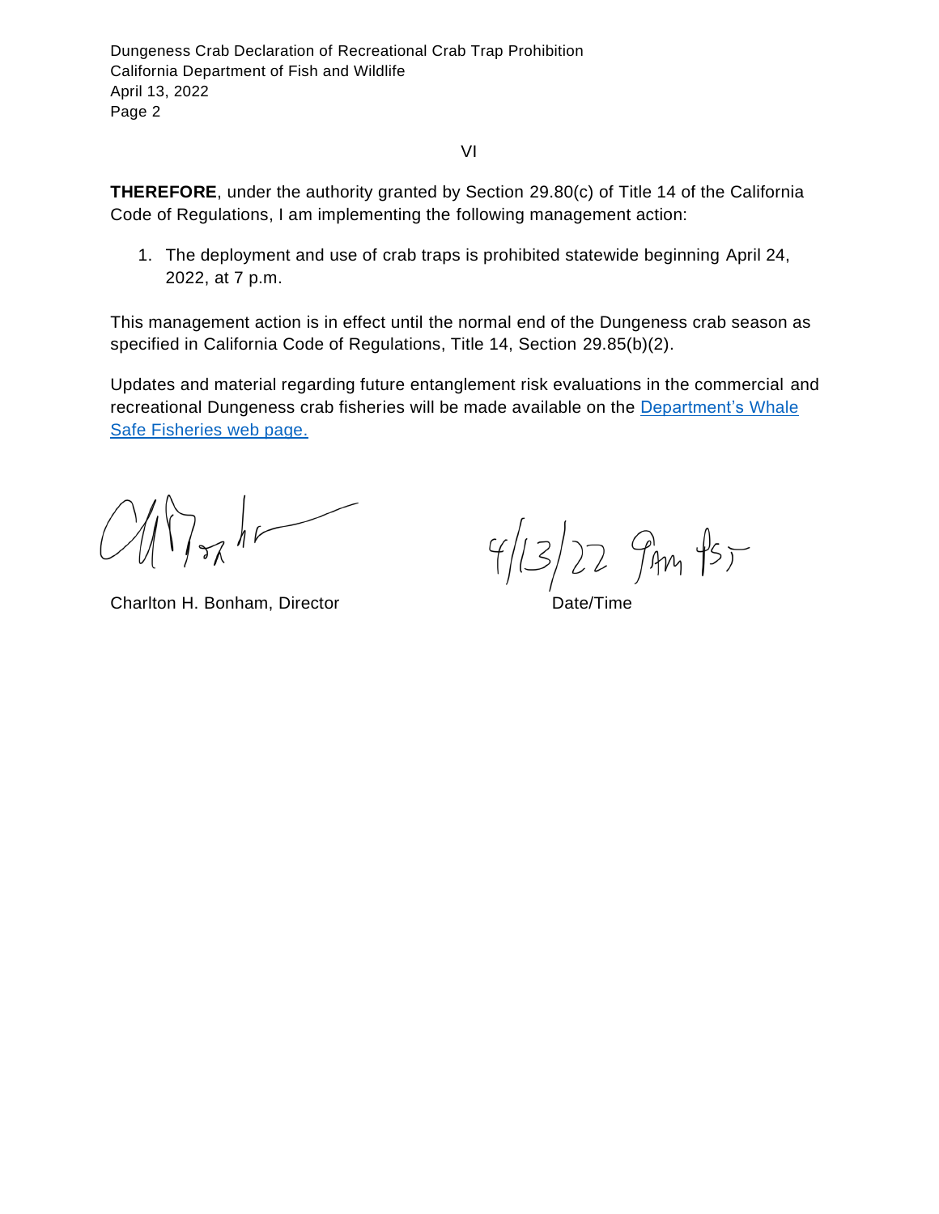VI

**THEREFORE**, under the authority granted by Section 29.80(c) of Title 14 of the California Code of Regulations, I am implementing the following management action:

1. The deployment and use of crab traps is prohibited statewide beginning April 24, 2022, at 7 p.m.

This management action is in effect until the normal end of the Dungeness crab season as specified in California Code of Regulations, Title 14, Section 29.85(b)(2).

Updates and material regarding future entanglement risk evaluations in the commercial and recreational Dungeness crab fisheries will be made available on the [Department's Whale Safe Fisheries web page.]()

Charlton H. Bonham, Director

4/13/22 9am PST

Date/Time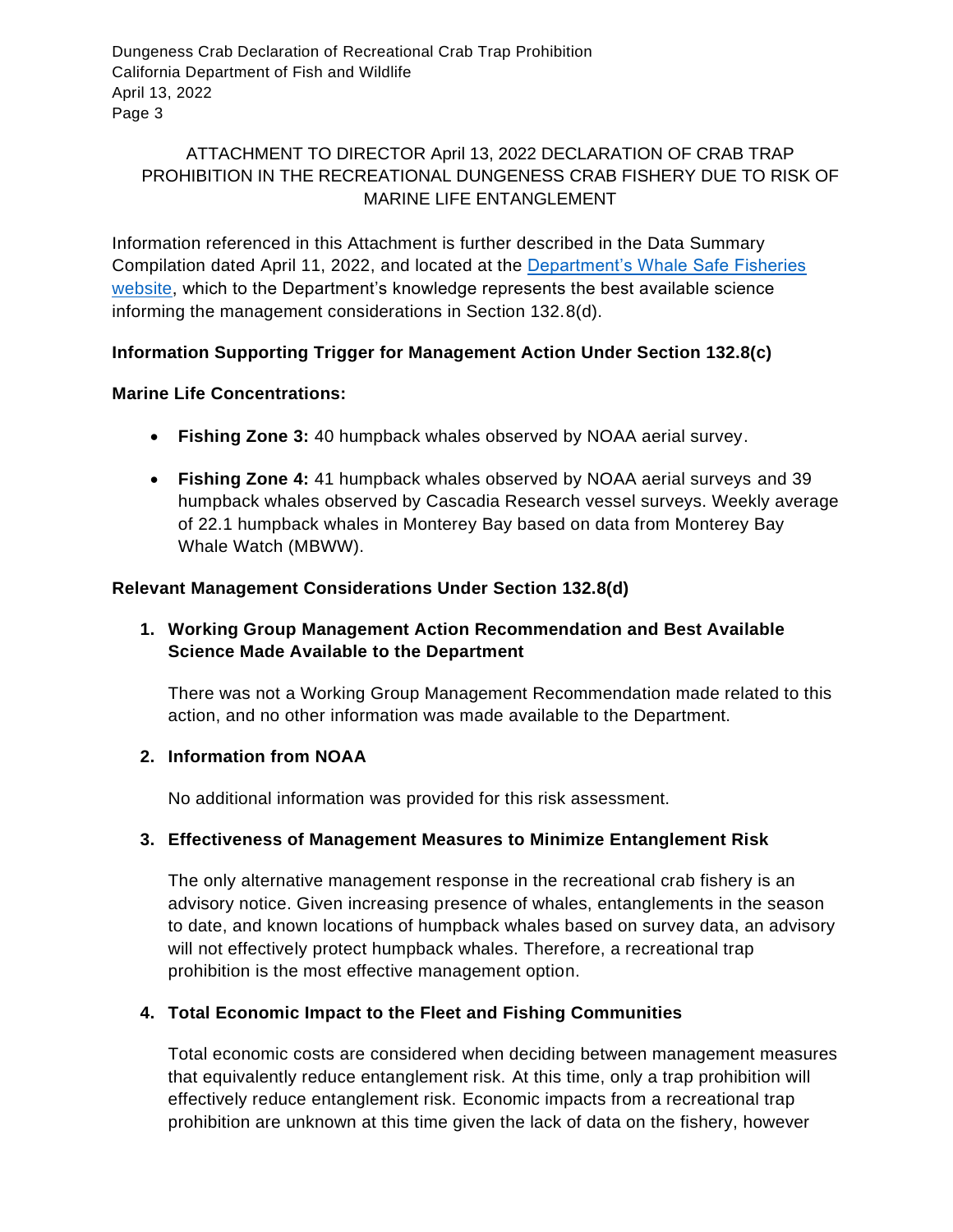ATTACHMENT TO DIRECTOR April 13, 2022 DECLARATION OF CRAB TRAP PROHIBITION IN THE RECREATIONAL DUNGENESS CRAB FISHERY DUE TO RISK OF MARINE LIFE ENTANGLEMENT

Information referenced in this Attachment is further described in the Data Summary Compilation dated April 11, 2022, and located at the [Department's Whale Safe Fisheries website](), which to the Department's knowledge represents the best available science informing the management considerations in Section 132.8(d).

**Information Supporting Trigger for Management Action Under Section 132.8(c)**

**Marine Life Concentrations:**

- **Fishing Zone 3:** 40 humpback whales observed by NOAA aerial survey.
- **Fishing Zone 4:** 41 humpback whales observed by NOAA aerial surveys and 39 humpback whales observed by Cascadia Research vessel surveys. Weekly average of 22.1 humpback whales in Monterey Bay based on data from Monterey Bay Whale Watch (MBWW).

**Relevant Management Considerations Under Section 132.8(d)**

1. **Working Group Management Action Recommendation and Best Available Science Made Available to the Department**

   There was not a Working Group Management Recommendation made related to this action, and no other information was made available to the Department.

2. **Information from NOAA**

   No additional information was provided for this risk assessment.

3. **Effectiveness of Management Measures to Minimize Entanglement Risk**

   The only alternative management response in the recreational crab fishery is an advisory notice. Given increasing presence of whales, entanglements in the season to date, and known locations of humpback whales based on survey data, an advisory will not effectively protect humpback whales. Therefore, a recreational trap prohibition is the most effective management option.

4. **Total Economic Impact to the Fleet and Fishing Communities**

   Total economic costs are considered when deciding between management measures that equivalently reduce entanglement risk. At this time, only a trap prohibition will effectively reduce entanglement risk. Economic impacts from a recreational trap prohibition are unknown at this time given the lack of data on the fishery, however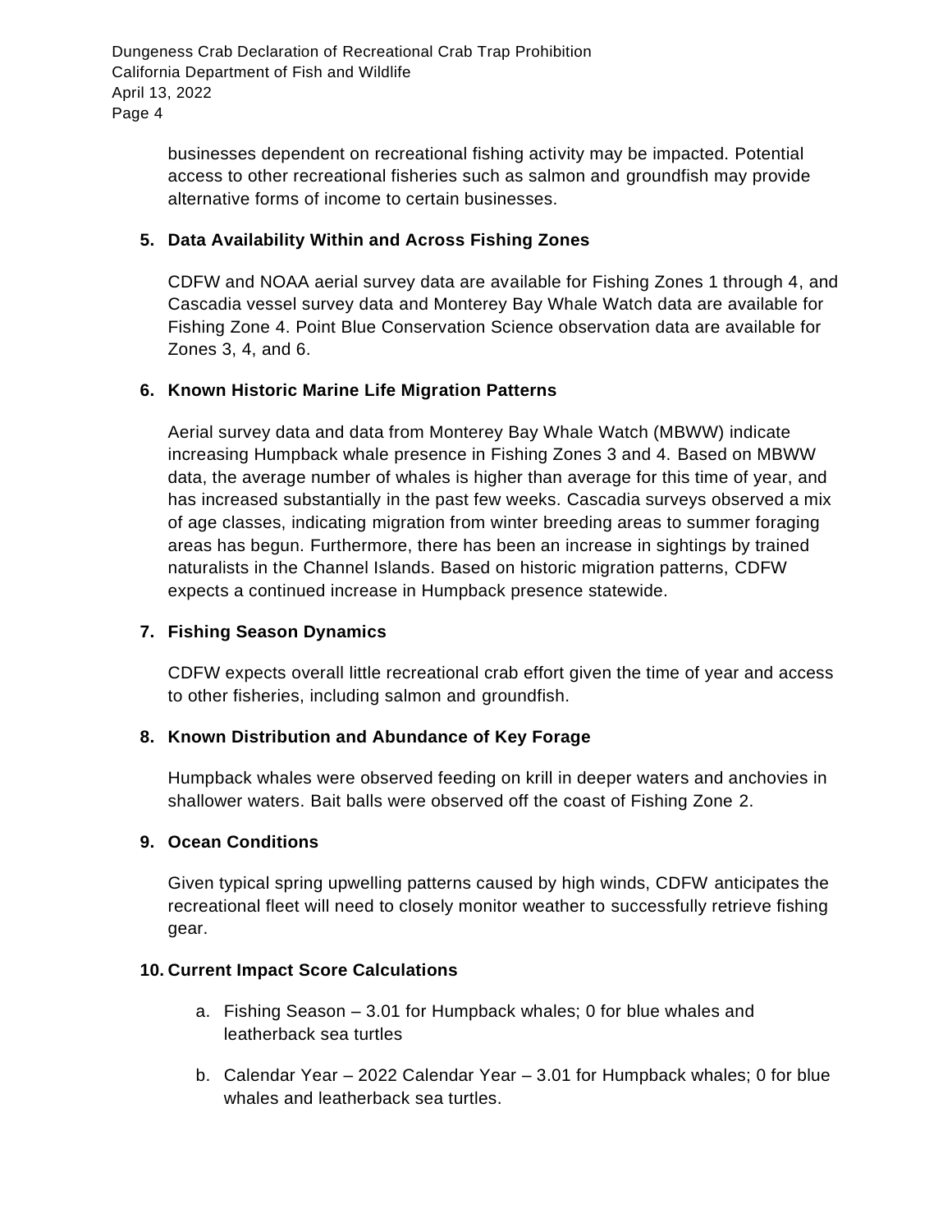businesses dependent on recreational fishing activity may be impacted. Potential access to other recreational fisheries such as salmon and groundfish may provide alternative forms of income to certain businesses.

**5. Data Availability Within and Across Fishing Zones**

CDFW and NOAA aerial survey data are available for Fishing Zones 1 through 4, and Cascadia vessel survey data and Monterey Bay Whale Watch data are available for Fishing Zone 4. Point Blue Conservation Science observation data are available for Zones 3, 4, and 6.

**6. Known Historic Marine Life Migration Patterns**

Aerial survey data and data from Monterey Bay Whale Watch (MBWW) indicate increasing Humpback whale presence in Fishing Zones 3 and 4. Based on MBWW data, the average number of whales is higher than average for this time of year, and has increased substantially in the past few weeks. Cascadia surveys observed a mix of age classes, indicating migration from winter breeding areas to summer foraging areas has begun. Furthermore, there has been an increase in sightings by trained naturalists in the Channel Islands. Based on historic migration patterns, CDFW expects a continued increase in Humpback presence statewide.

**7. Fishing Season Dynamics**

CDFW expects overall little recreational crab effort given the time of year and access to other fisheries, including salmon and groundfish.

**8. Known Distribution and Abundance of Key Forage**

Humpback whales were observed feeding on krill in deeper waters and anchovies in shallower waters. Bait balls were observed off the coast of Fishing Zone 2.

**9. Ocean Conditions**

Given typical spring upwelling patterns caused by high winds, CDFW anticipates the recreational fleet will need to closely monitor weather to successfully retrieve fishing gear.

**10. Current Impact Score Calculations**

a. Fishing Season – 3.01 for Humpback whales; 0 for blue whales and leatherback sea turtles

b. Calendar Year – 2022 Calendar Year – 3.01 for Humpback whales; 0 for blue whales and leatherback sea turtles.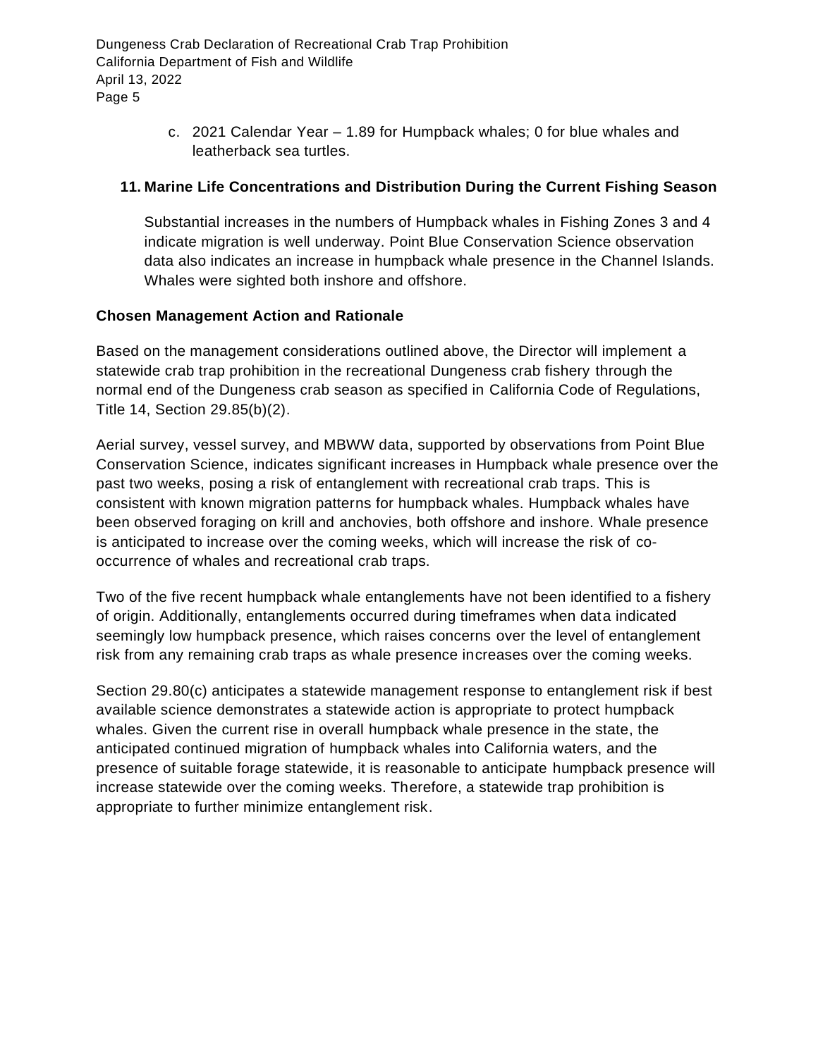c. 2021 Calendar Year – 1.89 for Humpback whales; 0 for blue whales and leatherback sea turtles.

**11. Marine Life Concentrations and Distribution During the Current Fishing Season**

Substantial increases in the numbers of Humpback whales in Fishing Zones 3 and 4 indicate migration is well underway. Point Blue Conservation Science observation data also indicates an increase in humpback whale presence in the Channel Islands. Whales were sighted both inshore and offshore.

**Chosen Management Action and Rationale**

Based on the management considerations outlined above, the Director will implement a statewide crab trap prohibition in the recreational Dungeness crab fishery through the normal end of the Dungeness crab season as specified in California Code of Regulations, Title 14, Section 29.85(b)(2).

Aerial survey, vessel survey, and MBWW data, supported by observations from Point Blue Conservation Science, indicates significant increases in Humpback whale presence over the past two weeks, posing a risk of entanglement with recreational crab traps. This is consistent with known migration patterns for humpback whales. Humpback whales have been observed foraging on krill and anchovies, both offshore and inshore. Whale presence is anticipated to increase over the coming weeks, which will increase the risk of co-occurrence of whales and recreational crab traps.

Two of the five recent humpback whale entanglements have not been identified to a fishery of origin. Additionally, entanglements occurred during timeframes when data indicated seemingly low humpback presence, which raises concerns over the level of entanglement risk from any remaining crab traps as whale presence increases over the coming weeks.

Section 29.80(c) anticipates a statewide management response to entanglement risk if best available science demonstrates a statewide action is appropriate to protect humpback whales. Given the current rise in overall humpback whale presence in the state, the anticipated continued migration of humpback whales into California waters, and the presence of suitable forage statewide, it is reasonable to anticipate humpback presence will increase statewide over the coming weeks. Therefore, a statewide trap prohibition is appropriate to further minimize entanglement risk.